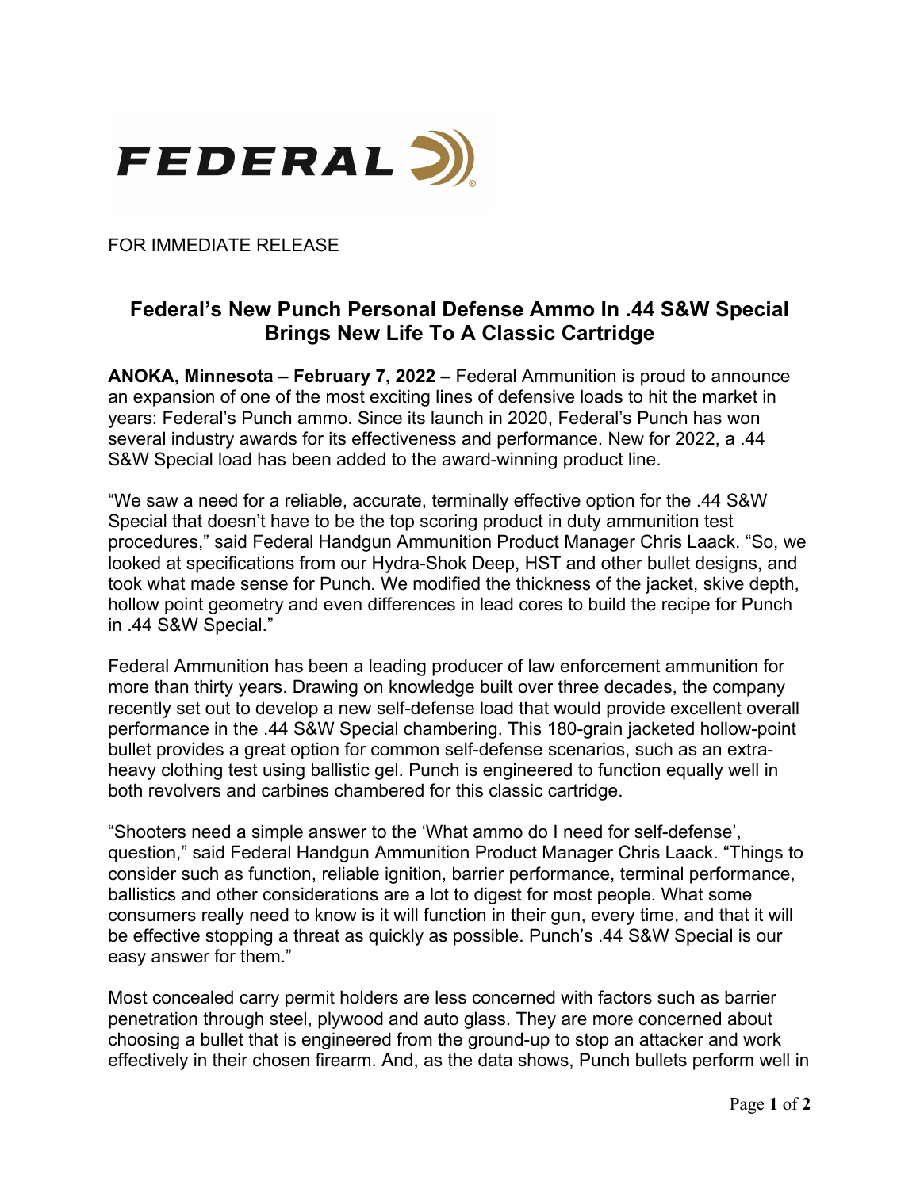FEDERAL

FOR IMMEDIATE RELEASE

# Federal's New Punch Personal Defense Ammo In .44 S&W Special Brings New Life To A Classic Cartridge

**ANOKA, Minnesota – February 7, 2022 –** Federal Ammunition is proud to announce an expansion of one of the most exciting lines of defensive loads to hit the market in years: Federal's Punch ammo. Since its launch in 2020, Federal's Punch has won several industry awards for its effectiveness and performance. New for 2022, a .44 S&W Special load has been added to the award-winning product line.

"We saw a need for a reliable, accurate, terminally effective option for the .44 S&W Special that doesn't have to be the top scoring product in duty ammunition test procedures," said Federal Handgun Ammunition Product Manager Chris Laack. "So, we looked at specifications from our Hydra-Shok Deep, HST and other bullet designs, and took what made sense for Punch. We modified the thickness of the jacket, skive depth, hollow point geometry and even differences in lead cores to build the recipe for Punch in .44 S&W Special."

Federal Ammunition has been a leading producer of law enforcement ammunition for more than thirty years. Drawing on knowledge built over three decades, the company recently set out to develop a new self-defense load that would provide excellent overall performance in the .44 S&W Special chambering. This 180-grain jacketed hollow-point bullet provides a great option for common self-defense scenarios, such as an extra-heavy clothing test using ballistic gel. Punch is engineered to function equally well in both revolvers and carbines chambered for this classic cartridge.

"Shooters need a simple answer to the 'What ammo do I need for self-defense', question," said Federal Handgun Ammunition Product Manager Chris Laack. "Things to consider such as function, reliable ignition, barrier performance, terminal performance, ballistics and other considerations are a lot to digest for most people. What some consumers really need to know is it will function in their gun, every time, and that it will be effective stopping a threat as quickly as possible. Punch's .44 S&W Special is our easy answer for them."

Most concealed carry permit holders are less concerned with factors such as barrier penetration through steel, plywood and auto glass. They are more concerned about choosing a bullet that is engineered from the ground-up to stop an attacker and work effectively in their chosen firearm. And, as the data shows, Punch bullets perform well in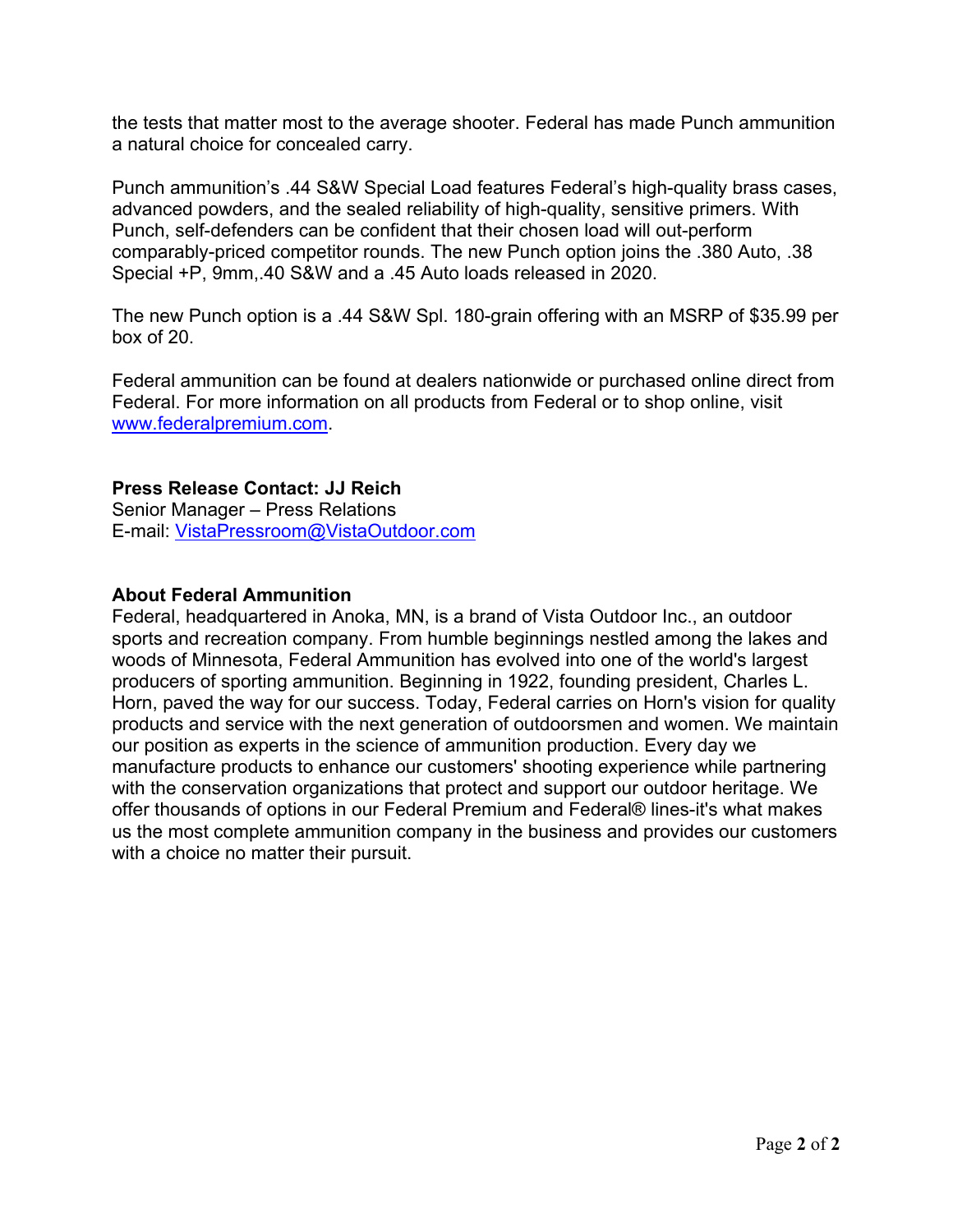the tests that matter most to the average shooter. Federal has made Punch ammunition a natural choice for concealed carry.

Punch ammunition's .44 S&W Special Load features Federal's high-quality brass cases, advanced powders, and the sealed reliability of high-quality, sensitive primers. With Punch, self-defenders can be confident that their chosen load will out-perform comparably-priced competitor rounds. The new Punch option joins the .380 Auto, .38 Special +P, 9mm,.40 S&W and a .45 Auto loads released in 2020.

The new Punch option is a .44 S&W Spl. 180-grain offering with an MSRP of $35.99 per box of 20.

Federal ammunition can be found at dealers nationwide or purchased online direct from Federal. For more information on all products from Federal or to shop online, visit [www.federalpremium.com](http://www.federalpremium.com).

**Press Release Contact: JJ Reich**
Senior Manager – Press Relations
E-mail: [VistaPressroom@VistaOutdoor.com](mailto:VistaPressroom@VistaOutdoor.com)

**About Federal Ammunition**
Federal, headquartered in Anoka, MN, is a brand of Vista Outdoor Inc., an outdoor sports and recreation company. From humble beginnings nestled among the lakes and woods of Minnesota, Federal Ammunition has evolved into one of the world's largest producers of sporting ammunition. Beginning in 1922, founding president, Charles L. Horn, paved the way for our success. Today, Federal carries on Horn's vision for quality products and service with the next generation of outdoorsmen and women. We maintain our position as experts in the science of ammunition production. Every day we manufacture products to enhance our customers' shooting experience while partnering with the conservation organizations that protect and support our outdoor heritage. We offer thousands of options in our Federal Premium and Federal® lines-it's what makes us the most complete ammunition company in the business and provides our customers with a choice no matter their pursuit.